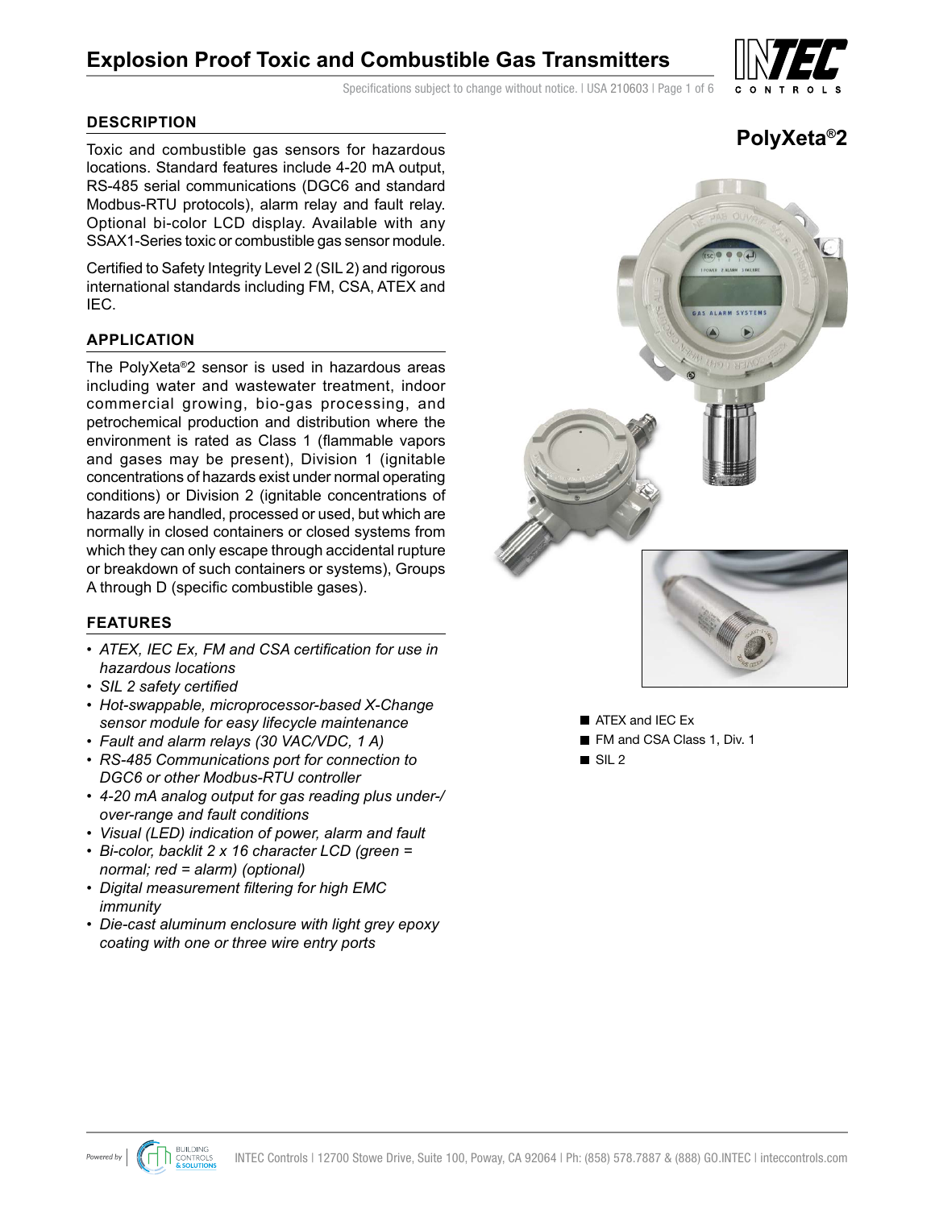# Explosion Proof Toxic and Combustible Gas Transmitters

Specifications subject to change without notice. | USA 210603

## PolyXeta®2

## DESCRIPTION

Toxic and combustible gas sensors for hazardous locations. Standard features include 4-20 mA output, RS-485 serial communications (DGC6 and standard Modbus-RTU protocols), alarm relay and fault relay. Optional bi-color LCD display. Available with any SSAX1-Series toxic or combustible gas sensor module.

Certified to Safety Integrity Level 2 (SIL 2) and rigorous international standards including FM, CSA, ATEX and IEC.

## APPLICATION

The PolyXeta®2 sensor is used in hazardous areas including water and wastewater treatment, indoor commercial growing, bio-gas processing, and petrochemical production and distribution where the environment is rated as Class 1 (flammable vapors and gases may be present), Division 1 (ignitable concentrations of hazards exist under normal operating conditions) or Division 2 (ignitable concentrations of hazards are handled, processed or used, but which are normally in closed containers or closed systems from which they can only escape through accidental rupture or breakdown of such containers or systems), Groups A through D (specific combustible gases).

## FEATURES

- *ATEX, IEC Ex, FM and CSA certification for use in hazardous locations*
- *SIL 2 safety certified*
- *Hot-swappable, microprocessor-based X-Change sensor module for easy lifecycle maintenance*
- *Fault and alarm relays (30 VAC/VDC, 1 A)*
- *RS-485 Communications port for connection to DGC6 or other Modbus-RTU controller*
- *4-20 mA analog output for gas reading plus under-/over-range and fault conditions*
- *Visual (LED) indication of power, alarm and fault*
- *Bi-color, backlit 2 x 16 character LCD (green = normal; red = alarm) (optional)*
- *Digital measurement filtering for high EMC immunity*
- *Die-cast aluminum enclosure with light grey epoxy coating with one or three wire entry ports*

- ATEX and IEC Ex
- FM and CSA Class 1, Div. 1
- SIL 2

INTEC Controls | 12700 Stowe Drive, Suite 100, Poway, CA 92064 | Ph: (858) 578.7887 & (888) GO.INTEC | inteccontrols.com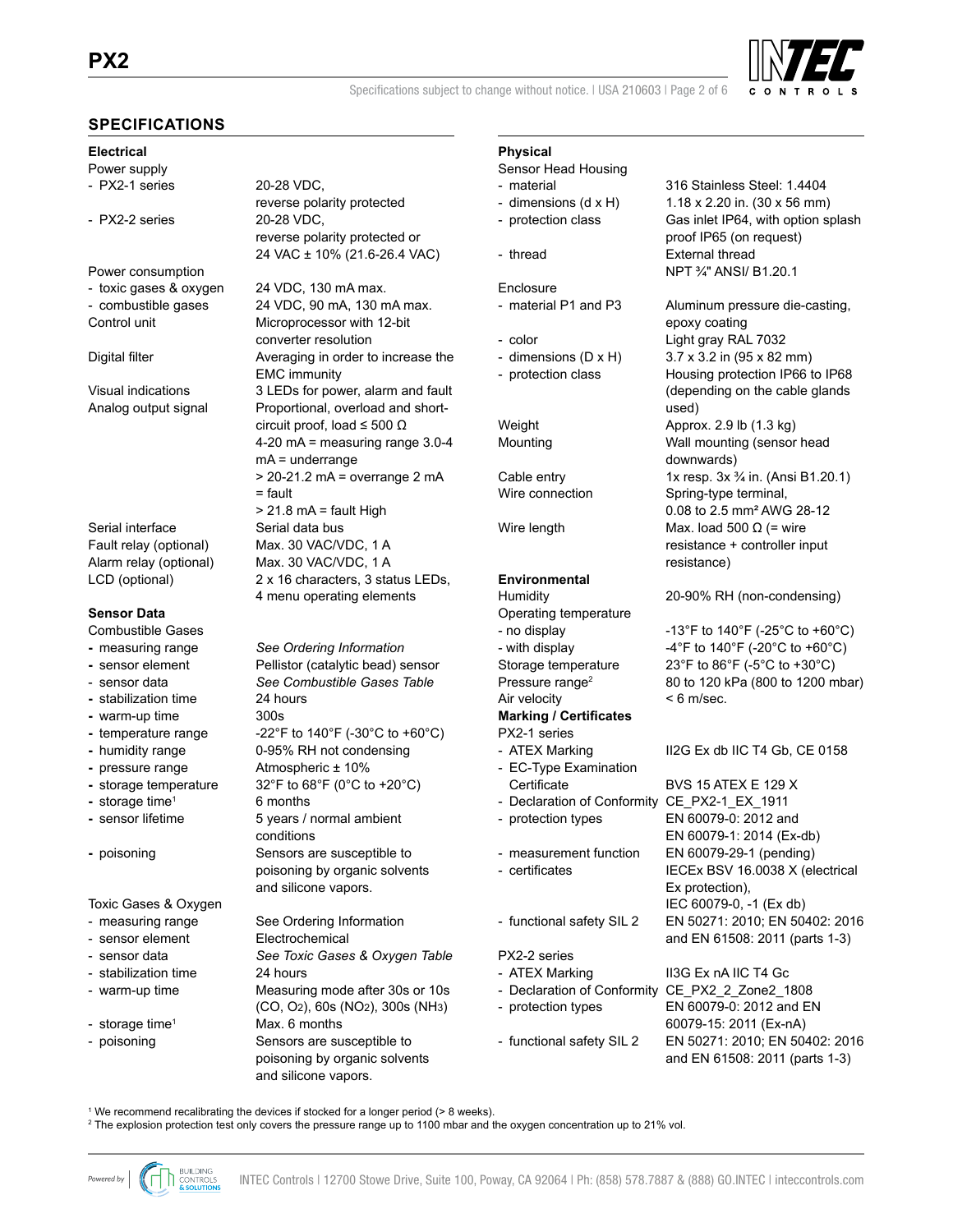## SPECIFICATIONS

### Electrical

| | |
|---|---|
| Power supply | |
| - PX2-1 series | 20-28 VDC, reverse polarity protected |
| - PX2-2 series | 20-28 VDC, reverse polarity protected or 24 VAC ± 10% (21.6-26.4 VAC) |
| Power consumption | |
| - toxic gases & oxygen | 24 VDC, 130 mA max. |
| - combustible gases | 24 VDC, 90 mA, 130 mA max. |
| Control unit | Microprocessor with 12-bit converter resolution |
| Digital filter | Averaging in order to increase the EMC immunity |
| Visual indications | 3 LEDs for power, alarm and fault |
| Analog output signal | Proportional, overload and short-circuit proof, load ≤ 500 Ω<br>4-20 mA = measuring range 3.0-4 mA = underrange<br>> 20-21.2 mA = overrange 2 mA = fault<br>> 21.8 mA = fault High |
| Serial interface | Serial data bus |
| Fault relay (optional) | Max. 30 VAC/VDC, 1 A |
| Alarm relay (optional) | Max. 30 VAC/VDC, 1 A |
| LCD (optional) | 2 x 16 characters, 3 status LEDs, 4 menu operating elements |

### Sensor Data

| | |
|---|---|
| Combustible Gases | |
| - measuring range | *See Ordering Information* |
| - sensor element | Pellistor (catalytic bead) sensor |
| - sensor data | *See Combustible Gases Table* |
| - stabilization time | 24 hours |
| - warm-up time | 300s |
| - temperature range | -22°F to 140°F (-30°C to +60°C) |
| - humidity range | 0-95% RH not condensing |
| - pressure range | Atmospheric ± 10% |
| - storage temperature | 32°F to 68°F (0°C to +20°C) |
| - storage time[1] | 6 months |
| - sensor lifetime | 5 years / normal ambient conditions |
| - poisoning | Sensors are susceptible to poisoning by organic solvents and silicone vapors. |
| Toxic Gases & Oxygen | |
| - measuring range | See Ordering Information |
| - sensor element | Electrochemical |
| - sensor data | *See Toxic Gases & Oxygen Table* |
| - stabilization time | 24 hours |
| - warm-up time | Measuring mode after 30s or 10s ($CO$, $O_2$), 60s ($NO_2$), 300s ($NH_3$) |
| - storage time[1] | Max. 6 months |
| - poisoning | Sensors are susceptible to poisoning by organic solvents and silicone vapors. |

### Physical

| | |
|---|---|
| Sensor Head Housing | |
| - material | 316 Stainless Steel: 1.4404 |
| - dimensions (d x H) | 1.18 x 2.20 in. (30 x 56 mm) |
| - protection class | Gas inlet IP64, with option splash proof IP65 (on request) |
| - thread | External thread NPT ¾" ANSI/ B1.20.1 |
| Enclosure | |
| - material P1 and P3 | Aluminum pressure die-casting, epoxy coating |
| - color | Light gray RAL 7032 |
| - dimensions (D x H) | 3.7 x 3.2 in (95 x 82 mm) |
| - protection class | Housing protection IP66 to IP68 (depending on the cable glands used) |
| Weight | Approx. 2.9 lb (1.3 kg) |
| Mounting | Wall mounting (sensor head downwards) |
| Cable entry | 1x resp. 3x ¾ in. (Ansi B1.20.1) |
| Wire connection | Spring-type terminal, 0.08 to 2.5 mm² AWG 28-12 |
| Wire length | Max. load 500 Ω (= wire resistance + controller input resistance) |

### Environmental

| | |
|---|---|
| Humidity | 20-90% RH (non-condensing) |
| Operating temperature | |
| - no display | -13°F to 140°F (-25°C to +60°C) |
| - with display | -4°F to 140°F (-20°C to +60°C) |
| Storage temperature | 23°F to 86°F (-5°C to +30°C) |
| Pressure range[2] | 80 to 120 kPa (800 to 1200 mbar) |
| Air velocity | < 6 m/sec. |

### Marking / Certificates

| | |
|---|---|
| PX2-1 series | |
| - ATEX Marking | II2G Ex db IIC T4 Gb, CE 0158 |
| - EC-Type Examination Certificate | BVS 15 ATEX E 129 X |
| - Declaration of Conformity | CE_PX2-1_EX_1911 |
| - protection types | EN 60079-0: 2012 and EN 60079-1: 2014 (Ex-db) |
| - measurement function | EN 60079-29-1 (pending) |
| - certificates | IECEx BSV 16.0038 X (electrical Ex protection), IEC 60079-0, -1 (Ex db) |
| - functional safety SIL 2 | EN 50271: 2010; EN 50402: 2016 and EN 61508: 2011 (parts 1-3) |
| PX2-2 series | |
| - ATEX Marking | II3G Ex nA IIC T4 Gc |
| - Declaration of Conformity | CE_PX2_2_Zone2_1808 |
| - protection types | EN 60079-0: 2012 and EN 60079-15: 2011 (Ex-nA) |
| - functional safety SIL 2 | EN 50271: 2010; EN 50402: 2016 and EN 61508: 2011 (parts 1-3) |

[1] We recommend recalibrating the devices if stocked for a longer period (> 8 weeks).
[2] The explosion protection test only covers the pressure range up to 1100 mbar and the oxygen concentration up to 21% vol.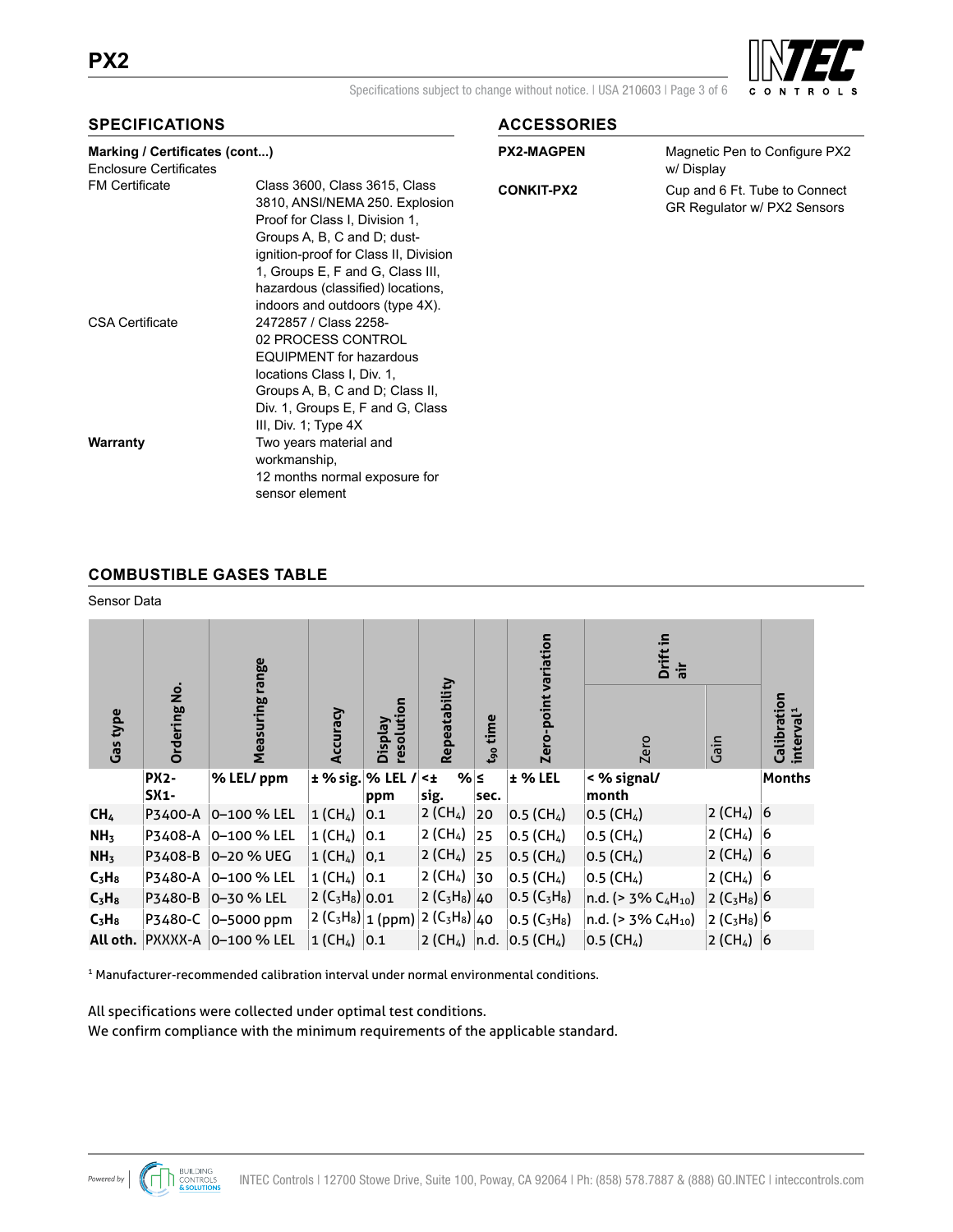## SPECIFICATIONS

**Marking / Certificates (cont...)**

Enclosure Certificates

| | |
|---|---|
| FM Certificate | Class 3600, Class 3615, Class 3810, ANSI/NEMA 250. Explosion Proof for Class I, Division 1, Groups A, B, C and D; dust-ignition-proof for Class II, Division 1, Groups E, F and G, Class III, hazardous (classified) locations, indoors and outdoors (type 4X). |
| CSA Certificate | 2472857 / Class 2258-02 PROCESS CONTROL EQUIPMENT for hazardous locations Class I, Div. 1, Groups A, B, C and D; Class II, Div. 1, Groups E, F and G, Class III, Div. 1; Type 4X |
| **Warranty** | Two years material and workmanship,<br>12 months normal exposure for sensor element |

## ACCESSORIES

| | |
|---|---|
| **PX2-MAGPEN** | Magnetic Pen to Configure PX2 w/ Display |
| **CONKIT-PX2** | Cup and 6 Ft. Tube to Connect GR Regulator w/ PX2 Sensors |

## COMBUSTIBLE GASES TABLE

Sensor Data

| Gas type | Ordering No. | Measuring range | Accuracy | Display resolution | Repeatability | $t_{90}$ time | Zero-point variation | Drift in air | | Calibration interval[1] |
|---|---|---|---|---|---|---|---|---|---|---|
| | | | | | | | | Zero | Gain | |
| | **PX2-SX1-** | **% LEL/ ppm** | **± % sig.** | **% LEL / ppm** | **<± % sig.** | **≤ sec.** | **± % LEL** | **< % signal/ month** | | **Months** |
| **$CH_4$** | P3400-A | 0–100 % LEL | 1 ($CH_4$) | 0.1 | 2 ($CH_4$) | 20 | 0.5 ($CH_4$) | 0.5 ($CH_4$) | 2 ($CH_4$) | 6 |
| **$NH_3$** | P3408-A | 0–100 % LEL | 1 ($CH_4$) | 0.1 | 2 ($CH_4$) | 25 | 0.5 ($CH_4$) | 0.5 ($CH_4$) | 2 ($CH_4$) | 6 |
| **$NH_3$** | P3408-B | 0–20 % UEG | 1 ($CH_4$) | 0,1 | 2 ($CH_4$) | 25 | 0.5 ($CH_4$) | 0.5 ($CH_4$) | 2 ($CH_4$) | 6 |
| **$C_3H_8$** | P3480-A | 0–100 % LEL | 1 ($CH_4$) | 0.1 | 2 ($CH_4$) | 30 | 0.5 ($CH_4$) | 0.5 ($CH_4$) | 2 ($CH_4$) | 6 |
| **$C_3H_8$** | P3480-B | 0–30 % LEL | 2 ($C_3H_8$) | 0.01 | 2 ($C_3H_8$) | 40 | 0.5 ($C_3H_8$) | n.d. (> 3% $C_4H_{10}$) | 2 ($C_3H_8$) | 6 |
| **$C_3H_8$** | P3480-C | 0–5000 ppm | 2 ($C_3H_8$) | 1 (ppm) | 2 ($C_3H_8$) | 40 | 0.5 ($C_3H_8$) | n.d. (> 3% $C_4H_{10}$) | 2 ($C_3H_8$) | 6 |
| **All oth.** | PXXXX-A | 0–100 % LEL | 1 ($CH_4$) | 0.1 | 2 ($CH_4$) | n.d. | 0.5 ($CH_4$) | 0.5 ($CH_4$) | 2 ($CH_4$) | 6 |

[1] Manufacturer-recommended calibration interval under normal environmental conditions.

All specifications were collected under optimal test conditions.
We confirm compliance with the minimum requirements of the applicable standard.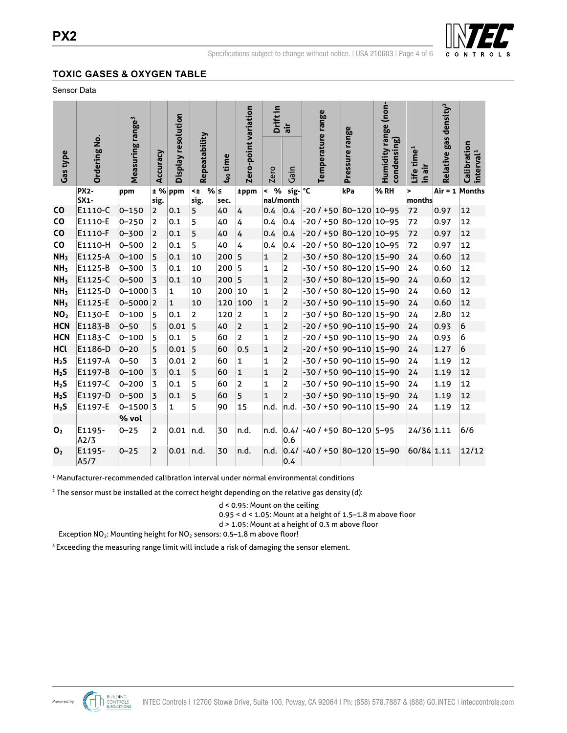## TOXIC GASES & OXYGEN TABLE

Sensor Data

| Gas type | Ordering No. | Measuring range[3] | Accuracy | Display resolution | Repeatability | $t_{90}$ time | Zero-point variation | Drift in air | | Temperature range | Pressure range | Humidity range (non-condensing) | Life time[1] in air | Relative gas density[2] | Calibration interval[1] |
|---|---|---|---|---|---|---|---|---|---|---|---|---|---|---|---|
| | | | | | | | | Zero | Gain | | | | | | |
| | PX2-SX1- | ppm | ± % sig. | ppm | <± % sig. | ≤ sec. | ±ppm | < % signal/month | | °C | kPa | % RH | > months | Air = 1 | Months |
| CO | E1110-C | 0–150 | 2 | 0.1 | 5 | 40 | 4 | 0.4 | 0.4 | -20 / +50 | 80–120 | 10–95 | 72 | 0.97 | 12 |
| CO | E1110-E | 0–250 | 2 | 0.1 | 5 | 40 | 4 | 0.4 | 0.4 | -20 / +50 | 80–120 | 10–95 | 72 | 0.97 | 12 |
| CO | E1110-F | 0–300 | 2 | 0.1 | 5 | 40 | 4 | 0.4 | 0.4 | -20 / +50 | 80–120 | 10–95 | 72 | 0.97 | 12 |
| CO | E1110-H | 0–500 | 2 | 0.1 | 5 | 40 | 4 | 0.4 | 0.4 | -20 / +50 | 80–120 | 10–95 | 72 | 0.97 | 12 |
| $NH_3$ | E1125-A | 0–100 | 5 | 0.1 | 10 | 200 | 5 | 1 | 2 | -30 / +50 | 80–120 | 15–90 | 24 | 0.60 | 12 |
| $NH_3$ | E1125-B | 0–300 | 3 | 0.1 | 10 | 200 | 5 | 1 | 2 | -30 / +50 | 80–120 | 15–90 | 24 | 0.60 | 12 |
| $NH_3$ | E1125-C | 0–500 | 3 | 0.1 | 10 | 200 | 5 | 1 | 2 | -30 / +50 | 80–120 | 15–90 | 24 | 0.60 | 12 |
| $NH_3$ | E1125-D | 0–1000 | 3 | 1 | 10 | 200 | 10 | 1 | 2 | -30 / +50 | 80–120 | 15–90 | 24 | 0.60 | 12 |
| $NH_3$ | E1125-E | 0–5000 | 2 | 1 | 10 | 120 | 100 | 1 | 2 | -30 / +50 | 80–110 | 15–90 | 24 | 0.60 | 12 |
| $NO_2$ | E1130-E | 0–100 | 5 | 0.1 | 2 | 120 | 2 | 1 | 2 | -30 / +50 | 80–120 | 15–90 | 24 | 2.80 | 12 |
| HCN | E1183-B | 0–50 | 5 | 0.01 | 5 | 40 | 2 | 1 | 2 | -20 / +50 | 90–110 | 15–90 | 24 | 0.93 | 6 |
| HCN | E1183-C | 0–100 | 5 | 0.1 | 5 | 60 | 2 | 1 | 2 | -20 / +50 | 90–110 | 15–90 | 24 | 0.93 | 6 |
| HCl | E1186-D | 0–20 | 5 | 0.01 | 5 | 60 | 0.5 | 1 | 2 | -20 / +50 | 90–110 | 15–90 | 24 | 1.27 | 6 |
| $H_2S$ | E1197-A | 0–50 | 3 | 0.01 | 2 | 60 | 1 | 1 | 2 | -30 / +50 | 90–110 | 15–90 | 24 | 1.19 | 12 |
| $H_2S$ | E1197-B | 0–100 | 3 | 0.1 | 5 | 60 | 1 | 1 | 2 | -30 / +50 | 90–110 | 15–90 | 24 | 1.19 | 12 |
| $H_2S$ | E1197-C | 0–200 | 3 | 0.1 | 5 | 60 | 2 | 1 | 2 | -30 / +50 | 90–110 | 15–90 | 24 | 1.19 | 12 |
| $H_2S$ | E1197-D | 0–500 | 3 | 0.1 | 5 | 60 | 5 | 1 | 2 | -30 / +50 | 90–110 | 15–90 | 24 | 1.19 | 12 |
| $H_2S$ | E1197-E | 0–1500 | 3 | 1 | 5 | 90 | 15 | n.d. | n.d. | -30 / +50 | 90–110 | 15–90 | 24 | 1.19 | 12 |
| | | % vol | | | | | | | | | | | | | |
| $O_2$ | E1195-A2/3 | 0–25 | 2 | 0.01 | n.d. | 30 | n.d. | n.d. | 0.4/0.6 | -40 / +50 | 80–120 | 5–95 | 24/36 | 1.11 | 6/6 |
| $O_2$ | E1195-A5/7 | 0–25 | 2 | 0.01 | n.d. | 30 | n.d. | n.d. | 0.4/0.4 | -40 / +50 | 80–120 | 15–90 | 60/84 | 1.11 | 12/12 |

[1] Manufacturer-recommended calibration interval under normal environmental conditions

[2] The sensor must be installed at the correct height depending on the relative gas density (d):

- d < 0.95: Mount on the ceiling
- 0.95 < d < 1.05: Mount at a height of 1.5–1.8 m above floor
- d > 1.05: Mount at a height of 0.3 m above floor

Exception $NO_2$: Mounting height for $NO_2$ sensors: 0.5–1.8 m above floor!

[3] Exceeding the measuring range limit will include a risk of damaging the sensor element.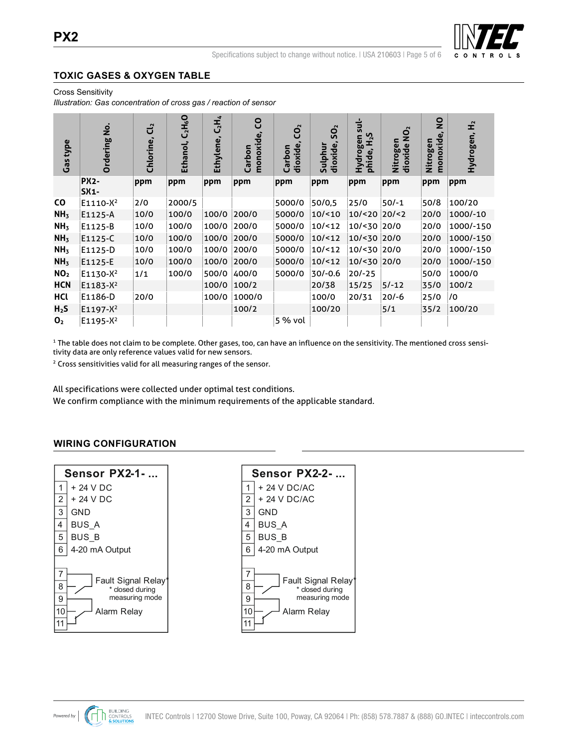## TOXIC GASES & OXYGEN TABLE

Cross Sensitivity

*Illustration: Gas concentration of cross gas / reaction of sensor*

| Gas type | Ordering No. | Chlorine, $Cl_2$ | Ethanol, $C_2H_6O$ | Ethylene, $C_2H_4$ | Carbon monoxide, CO | Carbon dioxide, $CO_2$ | Sulphur dioxide, $SO_2$ | Hydrogen sulphide, $H_2S$ | Nitrogen dioxide $NO_2$ | Nitrogen monoxide, NO | Hydrogen, $H_2$ |
|---|---|---|---|---|---|---|---|---|---|---|---|
| | PX2-SX1- | ppm | ppm | ppm | ppm | ppm | ppm | ppm | ppm | ppm | ppm |
| CO | E1110-X[2] | 2/0 | 2000/5 | | | 5000/0 | 50/0,5 | 25/0 | 50/-1 | 50/8 | 100/20 |
| $NH_3$ | E1125-A | 10/0 | 100/0 | 100/0 | 200/0 | 5000/0 | 10/<10 | 10/<20 | 20/<2 | 20/0 | 1000/-10 |
| $NH_3$ | E1125-B | 10/0 | 100/0 | 100/0 | 200/0 | 5000/0 | 10/<12 | 10/<30 | 20/0 | 20/0 | 1000/-150 |
| $NH_3$ | E1125-C | 10/0 | 100/0 | 100/0 | 200/0 | 5000/0 | 10/<12 | 10/<30 | 20/0 | 20/0 | 1000/-150 |
| $NH_3$ | E1125-D | 10/0 | 100/0 | 100/0 | 200/0 | 5000/0 | 10/<12 | 10/<30 | 20/0 | 20/0 | 1000/-150 |
| $NH_3$ | E1125-E | 10/0 | 100/0 | 100/0 | 200/0 | 5000/0 | 10/<12 | 10/<30 | 20/0 | 20/0 | 1000/-150 |
| $NO_2$ | E1130-X[2] | 1/1 | 100/0 | 500/0 | 400/0 | 5000/0 | 30/-0.6 | 20/-25 | | 50/0 | 1000/0 |
| HCN | E1183-X[2] | | | 100/0 | 100/2 | | 20/38 | 15/25 | 5/-12 | 35/0 | 100/2 |
| HCl | E1186-D | 20/0 | | 100/0 | 1000/0 | | 100/0 | 20/31 | 20/-6 | 25/0 | /0 |
| $H_2S$ | E1197-X[2] | | | | 100/2 | | 100/20 | | 5/1 | 35/2 | 100/20 |
| $O_2$ | E1195-X[2] | | | | | 5 % vol | | | | | |

[1] The table does not claim to be complete. Other gases, too, can have an influence on the sensitivity. The mentioned cross sensitivity data are only reference values valid for new sensors.

[2] Cross sensitivities valid for all measuring ranges of the sensor.

All specifications were collected under optimal test conditions.
We confirm compliance with the minimum requirements of the applicable standard.

## WIRING CONFIGURATION

| Sensor PX2-1- ... | |
|---|---|
| 1 | + 24 V DC |
| 2 | + 24 V DC |
| 3 | GND |
| 4 | BUS_A |
| 5 | BUS_B |
| 6 | 4-20 mA Output |
| 7, 8, 9 | Fault Signal Relay* (* closed during measuring mode) |
| 10, 11 | Alarm Relay |

| Sensor PX2-2- ... | |
|---|---|
| 1 | + 24 V DC/AC |
| 2 | + 24 V DC/AC |
| 3 | GND |
| 4 | BUS_A |
| 5 | BUS_B |
| 6 | 4-20 mA Output |
| 7, 8, 9 | Fault Signal Relay* (* closed during measuring mode) |
| 10, 11 | Alarm Relay |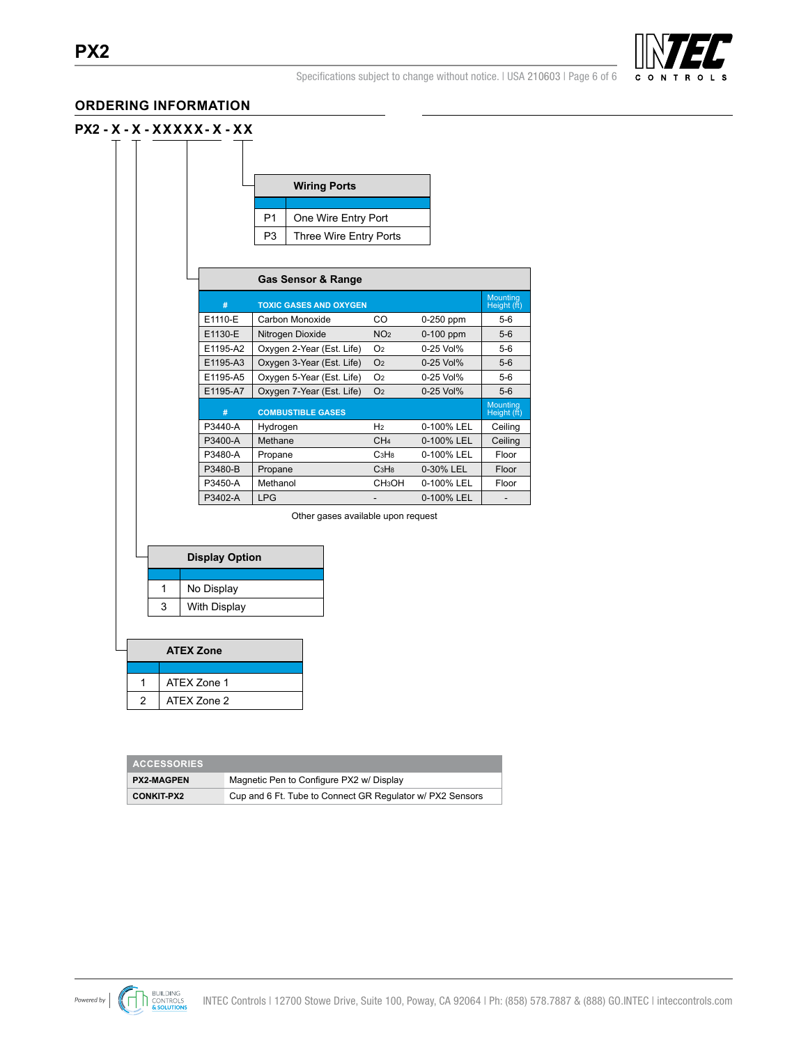## ORDERING INFORMATION

**PX2 - X - X - XXXXX - X - XX**

### Wiring Ports

| | |
|---|---|
| P1 | One Wire Entry Port |
| P3 | Three Wire Entry Ports |

### Gas Sensor & Range

| # | TOXIC GASES AND OXYGEN | | | Mounting Height (ft) |
|---|---|---|---|---|
| E1110-E | Carbon Monoxide | CO | 0-250 ppm | 5-6 |
| E1130-E | Nitrogen Dioxide | $NO_2$ | 0-100 ppm | 5-6 |
| E1195-A2 | Oxygen 2-Year (Est. Life) | $O_2$ | 0-25 Vol% | 5-6 |
| E1195-A3 | Oxygen 3-Year (Est. Life) | $O_2$ | 0-25 Vol% | 5-6 |
| E1195-A5 | Oxygen 5-Year (Est. Life) | $O_2$ | 0-25 Vol% | 5-6 |
| E1195-A7 | Oxygen 7-Year (Est. Life) | $O_2$ | 0-25 Vol% | 5-6 |
| **#** | **COMBUSTIBLE GASES** | | | **Mounting Height (ft)** |
| P3440-A | Hydrogen | $H_2$ | 0-100% LEL | Ceiling |
| P3400-A | Methane | $CH_4$ | 0-100% LEL | Ceiling |
| P3480-A | Propane | $C_3H_8$ | 0-100% LEL | Floor |
| P3480-B | Propane | $C_3H_8$ | 0-30% LEL | Floor |
| P3450-A | Methanol | $CH_3OH$ | 0-100% LEL | Floor |
| P3402-A | LPG | - | 0-100% LEL | - |

Other gases available upon request

### Display Option

| | |
|---|---|
| 1 | No Display |
| 3 | With Display |

### ATEX Zone

| | |
|---|---|
| 1 | ATEX Zone 1 |
| 2 | ATEX Zone 2 |

| ACCESSORIES | |
|---|---|
| **PX2-MAGPEN** | Magnetic Pen to Configure PX2 w/ Display |
| **CONKIT-PX2** | Cup and 6 Ft. Tube to Connect GR Regulator w/ PX2 Sensors |

Powered by BUILDING CONTROLS & SOLUTIONS

INTEC Controls | 12700 Stowe Drive, Suite 100, Poway, CA 92064 | Ph: (858) 578.7887 & (888) GO.INTEC | inteccontrols.com